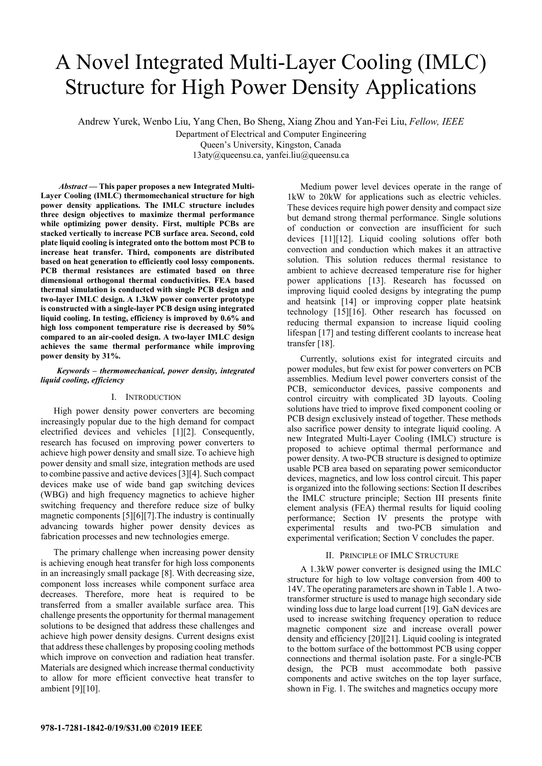# A Novel Integrated Multi-Layer Cooling (IMLC) Structure for High Power Density Applications

Andrew Yurek, Wenbo Liu, Yang Chen, Bo Sheng, Xiang Zhou and Yan-Fei Liu, *Fellow, IEEE*

Department of Electrical and Computer Engineering
Queen's University, Kingston, Canada
13aty@queensu.ca, yanfei.liu@queensu.ca

***Abstract* — This paper proposes a new Integrated Multi-Layer Cooling (IMLC) thermomechanical structure for high power density applications. The IMLC structure includes three design objectives to maximize thermal performance while optimizing power density. First, multiple PCBs are stacked vertically to increase PCB surface area. Second, cold plate liquid cooling is integrated onto the bottom most PCB to increase heat transfer. Third, components are distributed based on heat generation to efficiently cool lossy components. PCB thermal resistances are estimated based on three dimensional orthogonal thermal conductivities. FEA based thermal simulation is conducted with single PCB design and two-layer IMLC design. A 1.3kW power converter prototype is constructed with a single-layer PCB design using integrated liquid cooling. In testing, efficiency is improved by 0.6% and high loss component temperature rise is decreased by 50% compared to an air-cooled design. A two-layer IMLC design achieves the same thermal performance while improving power density by 31%.**

***Keywords – thermomechanical, power density, integrated liquid cooling, efficiency***

## I. Introduction

High power density power converters are becoming increasingly popular due to the high demand for compact electrified devices and vehicles [1][2]. Consequently, research has focused on improving power converters to achieve high power density and small size. To achieve high power density and small size, integration methods are used to combine passive and active devices [3][4]. Such compact devices make use of wide band gap switching devices (WBG) and high frequency magnetics to achieve higher switching frequency and therefore reduce size of bulky magnetic components [5][6][7].The industry is continually advancing towards higher power density devices as fabrication processes and new technologies emerge.

The primary challenge when increasing power density is achieving enough heat transfer for high loss components in an increasingly small package [8]. With decreasing size, component loss increases while component surface area decreases. Therefore, more heat is required to be transferred from a smaller available surface area. This challenge presents the opportunity for thermal management solutions to be designed that address these challenges and achieve high power density designs. Current designs exist that address these challenges by proposing cooling methods which improve on convection and radiation heat transfer. Materials are designed which increase thermal conductivity to allow for more efficient convective heat transfer to ambient [9][10].

Medium power level devices operate in the range of 1kW to 20kW for applications such as electric vehicles. These devices require high power density and compact size but demand strong thermal performance. Single solutions of conduction or convection are insufficient for such devices [11][12]. Liquid cooling solutions offer both convection and conduction which makes it an attractive solution. This solution reduces thermal resistance to ambient to achieve decreased temperature rise for higher power applications [13]. Research has focussed on improving liquid cooled designs by integrating the pump and heatsink [14] or improving copper plate heatsink technology [15][16]. Other research has focussed on reducing thermal expansion to increase liquid cooling lifespan [17] and testing different coolants to increase heat transfer [18].

Currently, solutions exist for integrated circuits and power modules, but few exist for power converters on PCB assemblies. Medium level power converters consist of the PCB, semiconductor devices, passive components and control circuitry with complicated 3D layouts. Cooling solutions have tried to improve fixed component cooling or PCB design exclusively instead of together. These methods also sacrifice power density to integrate liquid cooling. A new Integrated Multi-Layer Cooling (IMLC) structure is proposed to achieve optimal thermal performance and power density. A two-PCB structure is designed to optimize usable PCB area based on separating power semiconductor devices, magnetics, and low loss control circuit. This paper is organized into the following sections: Section II describes the IMLC structure principle; Section III presents finite element analysis (FEA) thermal results for liquid cooling performance; Section IV presents the protype with experimental results and two-PCB simulation and experimental verification; Section V concludes the paper.

## II. Principle of IMLC Structure

A 1.3kW power converter is designed using the IMLC structure for high to low voltage conversion from 400 to 14V. The operating parameters are shown in Table 1. A two-transformer structure is used to manage high secondary side winding loss due to large load current [19]. GaN devices are used to increase switching frequency operation to reduce magnetic component size and increase overall power density and efficiency [20][21]. Liquid cooling is integrated to the bottom surface of the bottommost PCB using copper connections and thermal isolation paste. For a single-PCB design, the PCB must accommodate both passive components and active switches on the top layer surface, shown in Fig. 1. The switches and magnetics occupy more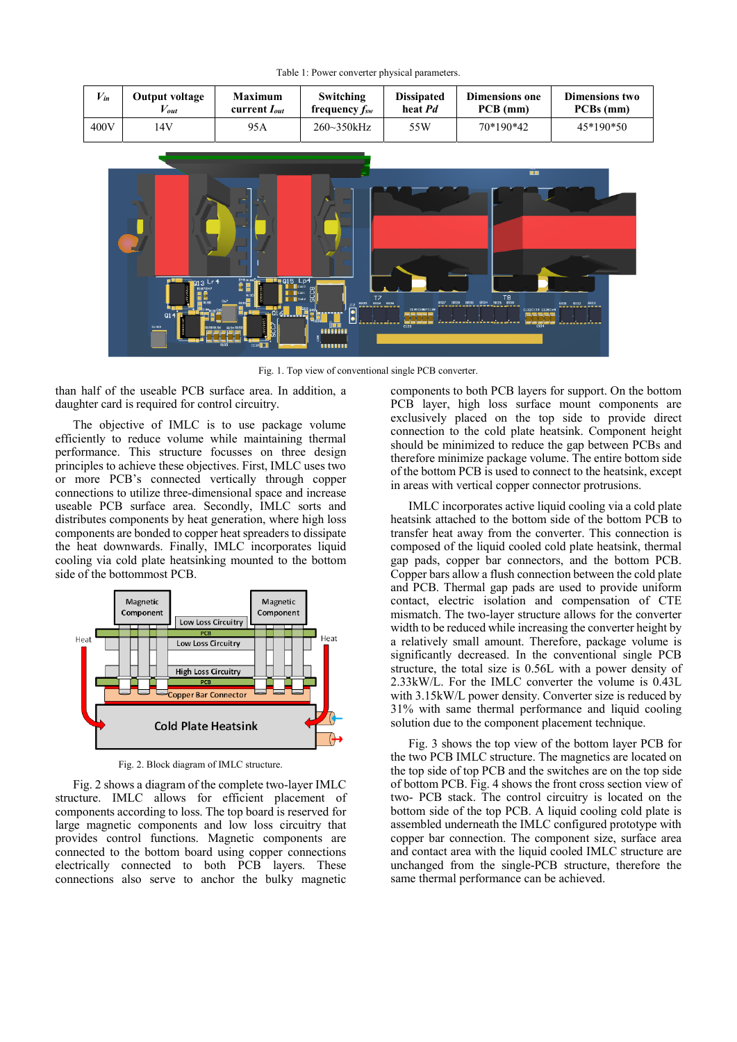Table 1: Power converter physical parameters.

| $V_{in}$ | Output voltage $V_{out}$ | Maximum current $I_{out}$ | Switching frequency $f_{sw}$ | Dissipated heat $Pd$ | Dimensions one PCB (mm) | Dimensions two PCBs (mm) |
|---|---|---|---|---|---|---|
| 400V | 14V | 95A | 260~350kHz | 55W | 70*190*42 | 45*190*50 |

Fig. 1. Top view of conventional single PCB converter.

than half of the useable PCB surface area. In addition, a daughter card is required for control circuitry.

The objective of IMLC is to use package volume efficiently to reduce volume while maintaining thermal performance. This structure focusses on three design principles to achieve these objectives. First, IMLC uses two or more PCB's connected vertically through copper connections to utilize three-dimensional space and increase useable PCB surface area. Secondly, IMLC sorts and distributes components by heat generation, where high loss components are bonded to copper heat spreaders to dissipate the heat downwards. Finally, IMLC incorporates liquid cooling via cold plate heatsinking mounted to the bottom side of the bottommost PCB.

Fig. 2. Block diagram of IMLC structure.

Fig. 2 shows a diagram of the complete two-layer IMLC structure. IMLC allows for efficient placement of components according to loss. The top board is reserved for large magnetic components and low loss circuitry that provides control functions. Magnetic components are connected to the bottom board using copper connections electrically connected to both PCB layers. These connections also serve to anchor the bulky magnetic components to both PCB layers for support. On the bottom PCB layer, high loss surface mount components are exclusively placed on the top side to provide direct connection to the cold plate heatsink. Component height should be minimized to reduce the gap between PCBs and therefore minimize package volume. The entire bottom side of the bottom PCB is used to connect to the heatsink, except in areas with vertical copper connector protrusions.

IMLC incorporates active liquid cooling via a cold plate heatsink attached to the bottom side of the bottom PCB to transfer heat away from the converter. This connection is composed of the liquid cooled cold plate heatsink, thermal gap pads, copper bar connectors, and the bottom PCB. Copper bars allow a flush connection between the cold plate and PCB. Thermal gap pads are used to provide uniform contact, electric isolation and compensation of CTE mismatch. The two-layer structure allows for the converter width to be reduced while increasing the converter height by a relatively small amount. Therefore, package volume is significantly decreased. In the conventional single PCB structure, the total size is 0.56L with a power density of 2.33kW/L. For the IMLC converter the volume is 0.43L with 3.15kW/L power density. Converter size is reduced by 31% with same thermal performance and liquid cooling solution due to the component placement technique.

Fig. 3 shows the top view of the bottom layer PCB for the two PCB IMLC structure. The magnetics are located on the top side of top PCB and the switches are on the top side of bottom PCB. Fig. 4 shows the front cross section view of two- PCB stack. The control circuitry is located on the bottom side of the top PCB. A liquid cooling cold plate is assembled underneath the IMLC configured prototype with copper bar connection. The component size, surface area and contact area with the liquid cooled IMLC structure are unchanged from the single-PCB structure, therefore the same thermal performance can be achieved.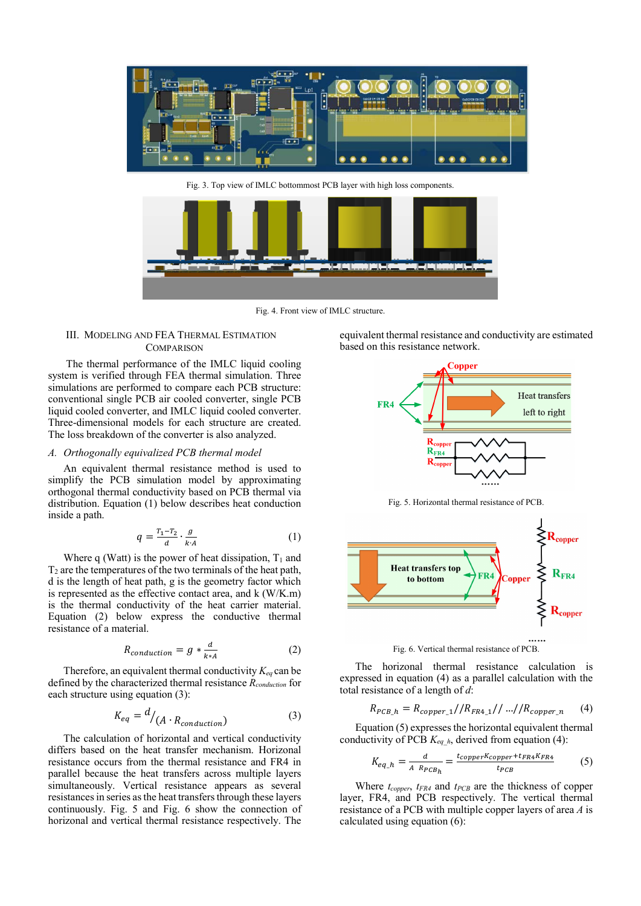Fig. 3. Top view of IMLC bottommost PCB layer with high loss components.

Fig. 4. Front view of IMLC structure.

## III. Modeling and FEA Thermal Estimation Comparison

The thermal performance of the IMLC liquid cooling system is verified through FEA thermal simulation. Three simulations are performed to compare each PCB structure: conventional single PCB air cooled converter, single PCB liquid cooled converter, and IMLC liquid cooled converter. Three-dimensional models for each structure are created. The loss breakdown of the converter is also analyzed.

### *A. Orthogonally equivalized PCB thermal model*

An equivalent thermal resistance method is used to simplify the PCB simulation model by approximating orthogonal thermal conductivity based on PCB thermal via distribution. Equation (1) below describes heat conduction inside a path.

$$q = \frac{T_1 - T_2}{d} \cdot \frac{g}{k \cdot A} \tag{1}$$

Where q (Watt) is the power of heat dissipation, $T_1$ and $T_2$ are the temperatures of the two terminals of the heat path, d is the length of heat path, g is the geometry factor which is represented as the effective contact area, and k (W/K.m) is the thermal conductivity of the heat carrier material. Equation (2) below express the conductive thermal resistance of a material.

$$R_{conduction} = g * \frac{d}{k * A} \tag{2}$$

Therefore, an equivalent thermal conductivity $K_{eq}$ can be defined by the characterized thermal resistance $R_{conduction}$ for each structure using equation (3):

$$K_{eq} = {}^{d}/_{(A \cdot R_{conduction})} \tag{3}$$

The calculation of horizontal and vertical conductivity differs based on the heat transfer mechanism. Horizontal resistance occurs from the thermal resistance and FR4 in parallel because the heat transfers across multiple layers simultaneously. Vertical resistance appears as several resistances in series as the heat transfers through these layers continuously. Fig. 5 and Fig. 6 show the connection of horizontal and vertical thermal resistance respectively. The equivalent thermal resistance and conductivity are estimated based on this resistance network.

Fig. 5. Horizontal thermal resistance of PCB.

Fig. 6. Vertical thermal resistance of PCB.

The horizontal thermal resistance calculation is expressed in equation (4) as a parallel calculation with the total resistance of a length of *d*:

$$R_{PCB\_h} = R_{copper\_1} // R_{FR4\_1} // \ldots // R_{copper\_n} \tag{4}$$

Equation (5) expresses the horizontal equivalent thermal conductivity of PCB $K_{eq\_h}$, derived from equation (4):

$$K_{eq\_h} = \frac{d}{A \ R_{PCB_h}} = \frac{t_{copper} K_{copper} + t_{FR4} K_{FR4}}{t_{PCB}} \tag{5}$$

Where $t_{copper}$, $t_{FR4}$ and $t_{PCB}$ are the thickness of copper layer, FR4, and PCB respectively. The vertical thermal resistance of a PCB with multiple copper layers of area *A* is calculated using equation (6):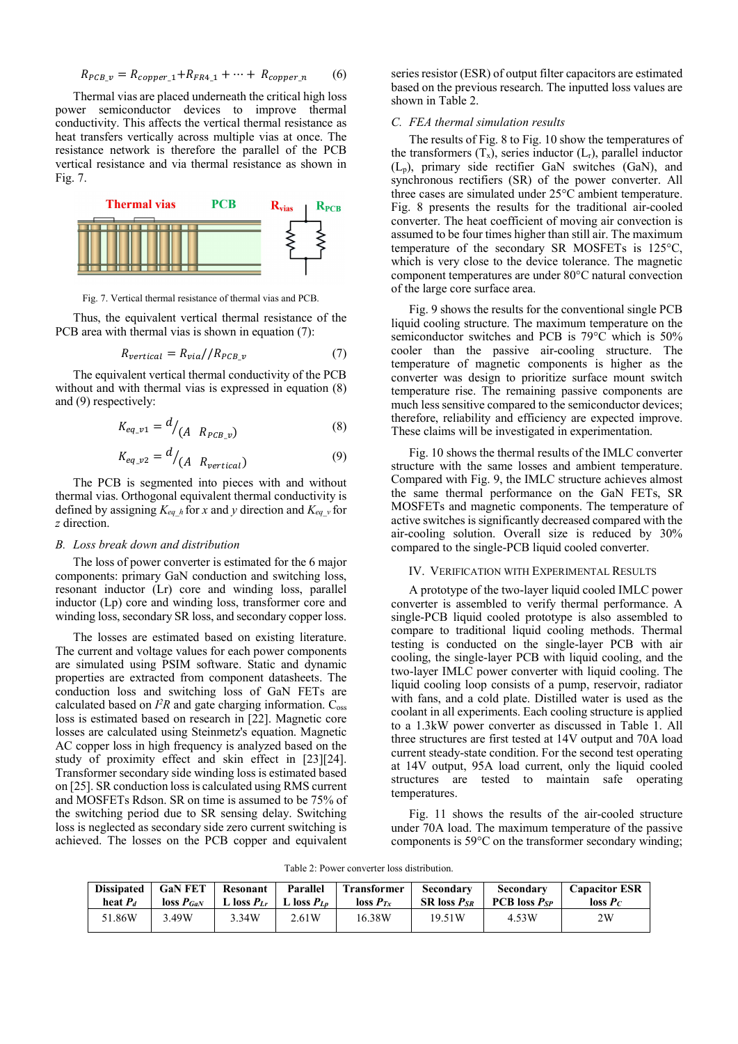$$R_{PCB\_v} = R_{copper\_1} + R_{FR4\_1} + \cdots + R_{copper\_n} \quad (6)$$

Thermal vias are placed underneath the critical high loss power semiconductor devices to improve thermal conductivity. This affects the vertical thermal resistance as heat transfers vertically across multiple vias at once. The resistance network is therefore the parallel of the PCB vertical resistance and via thermal resistance as shown in Fig. 7.

Fig. 7. Vertical thermal resistance of thermal vias and PCB.

Thus, the equivalent vertical thermal resistance of the PCB area with thermal vias is shown in equation (7):

$$R_{vertical} = R_{via} // R_{PCB\_v} \quad (7)$$

The equivalent vertical thermal conductivity of the PCB without and with thermal vias is expressed in equation (8) and (9) respectively:

$$K_{eq\_v1} = {}^{d}/_{(A \quad R_{PCB\_v})} \quad (8)$$

$$K_{eq\_v2} = {}^{d}/_{(A \quad R_{vertical})} \quad (9)$$

The PCB is segmented into pieces with and without thermal vias. Orthogonal equivalent thermal conductivity is defined by assigning $K_{eq\_h}$ for $x$ and $y$ direction and $K_{eq\_v}$ for $z$ direction.

### B. Loss break down and distribution

The loss of power converter is estimated for the 6 major components: primary GaN conduction and switching loss, resonant inductor (Lr) core and winding loss, parallel inductor (Lp) core and winding loss, transformer core and winding loss, secondary SR loss, and secondary copper loss.

The losses are estimated based on existing literature. The current and voltage values for each power components are simulated using PSIM software. Static and dynamic properties are extracted from component datasheets. The conduction loss and switching loss of GaN FETs are calculated based on $I^2R$ and gate charging information. $C_{oss}$ loss is estimated based on research in [22]. Magnetic core losses are calculated using Steinmetz's equation. Magnetic AC copper loss in high frequency is analyzed based on the study of proximity effect and skin effect in [23][24]. Transformer secondary side winding loss is estimated based on [25]. SR conduction loss is calculated using RMS current and MOSFETs Rdson. SR on time is assumed to be 75% of the switching period due to SR sensing delay. Switching loss is neglected as secondary side zero current switching is achieved. The losses on the PCB copper and equivalent series resistor (ESR) of output filter capacitors are estimated based on the previous research. The inputted loss values are shown in Table 2.

### C. FEA thermal simulation results

The results of Fig. 8 to Fig. 10 show the temperatures of the transformers ($T_x$), series inductor ($L_r$), parallel inductor ($L_p$), primary side rectifier GaN switches (GaN), and synchronous rectifiers (SR) of the power converter. All three cases are simulated under 25°C ambient temperature. Fig. 8 presents the results for the traditional air-cooled converter. The heat coefficient of moving air convection is assumed to be four times higher than still air. The maximum temperature of the secondary SR MOSFETs is 125°C, which is very close to the device tolerance. The magnetic component temperatures are under 80°C natural convection of the large core surface area.

Fig. 9 shows the results for the conventional single PCB liquid cooling structure. The maximum temperature on the semiconductor switches and PCB is 79°C which is 50% cooler than the passive air-cooling structure. The temperature of magnetic components is higher as the converter was design to prioritize surface mount switch temperature rise. The remaining passive components are much less sensitive compared to the semiconductor devices; therefore, reliability and efficiency are expected improve. These claims will be investigated in experimentation.

Fig. 10 shows the thermal results of the IMLC converter structure with the same losses and ambient temperature. Compared with Fig. 9, the IMLC structure achieves almost the same thermal performance on the GaN FETs, SR MOSFETs and magnetic components. The temperature of active switches is significantly decreased compared with the air-cooling solution. Overall size is reduced by 30% compared to the single-PCB liquid cooled converter.

## IV. Verification with Experimental Results

A prototype of the two-layer liquid cooled IMLC power converter is assembled to verify thermal performance. A single-PCB liquid cooled prototype is also assembled to compare to traditional liquid cooling methods. Thermal testing is conducted on the single-layer PCB with air cooling, the single-layer PCB with liquid cooling, and the two-layer IMLC power converter with liquid cooling. The liquid cooling loop consists of a pump, reservoir, radiator with fans, and a cold plate. Distilled water is used as the coolant in all experiments. Each cooling structure is applied to a 1.3kW power converter as discussed in Table 1. All three structures are first tested at 14V output and 70A load current steady-state condition. For the second test operating at 14V output, 95A load current, only the liquid cooled structures are tested to maintain safe operating temperatures.

Fig. 11 shows the results of the air-cooled structure under 70A load. The maximum temperature of the passive components is 59°C on the transformer secondary winding;

Table 2: Power converter loss distribution.

| Dissipated heat $P_d$ | GaN FET loss $P_{GaN}$ | Resonant L loss $P_{Lr}$ | Parallel L loss $P_{Lp}$ | Transformer loss $P_{Tx}$ | Secondary SR loss $P_{SR}$ | Secondary PCB loss $P_{SP}$ | Capacitor ESR loss $P_C$ |
|---|---|---|---|---|---|---|---|
| 51.86W | 3.49W | 3.34W | 2.61W | 16.38W | 19.51W | 4.53W | 2W |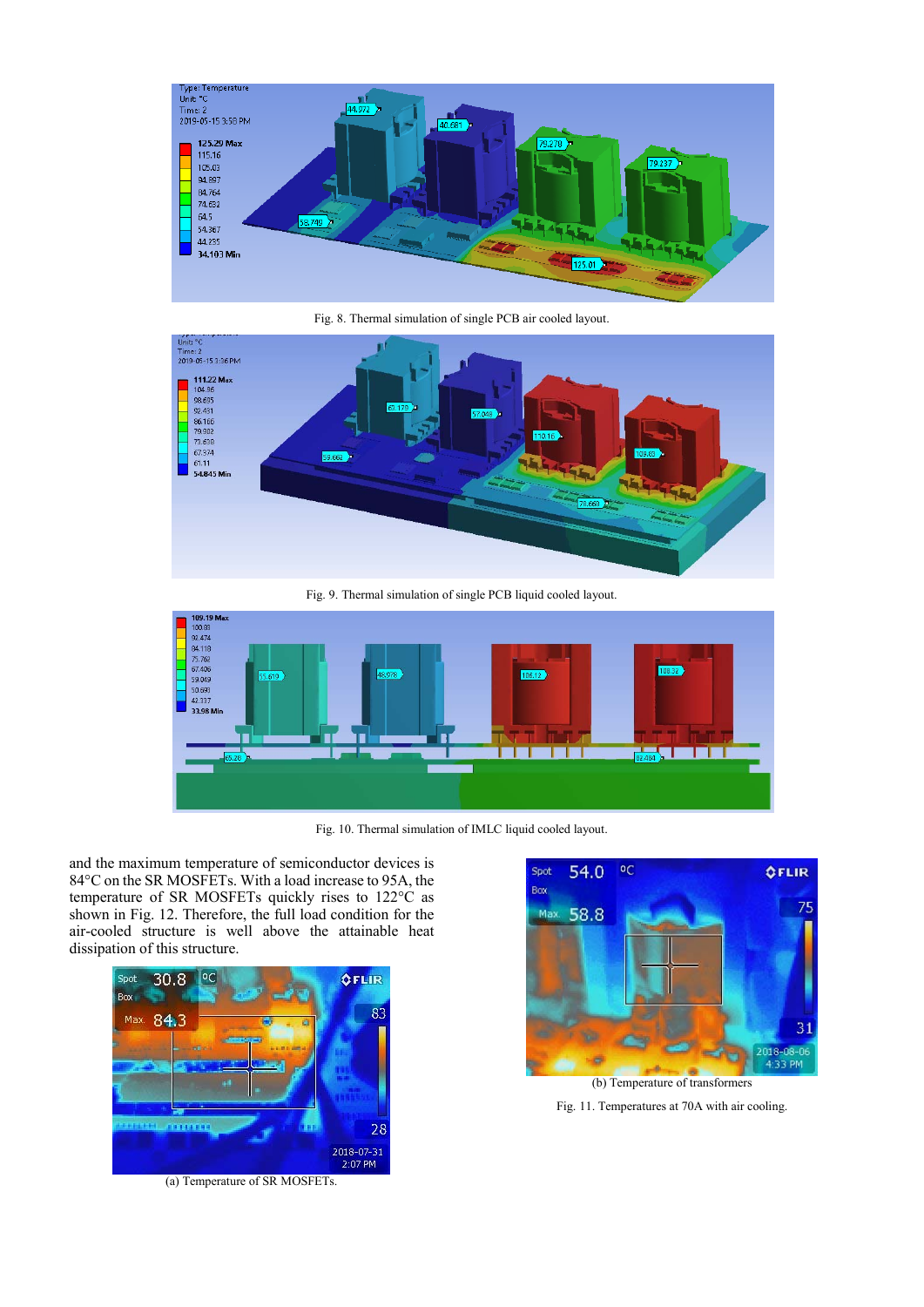Fig. 8. Thermal simulation of single PCB air cooled layout.

Fig. 9. Thermal simulation of single PCB liquid cooled layout.

Fig. 10. Thermal simulation of IMLC liquid cooled layout.

and the maximum temperature of semiconductor devices is 84°C on the SR MOSFETs. With a load increase to 95A, the temperature of SR MOSFETs quickly rises to 122°C as shown in Fig. 12. Therefore, the full load condition for the air-cooled structure is well above the attainable heat dissipation of this structure.

(a) Temperature of SR MOSFETs.

(b) Temperature of transformers

Fig. 11. Temperatures at 70A with air cooling.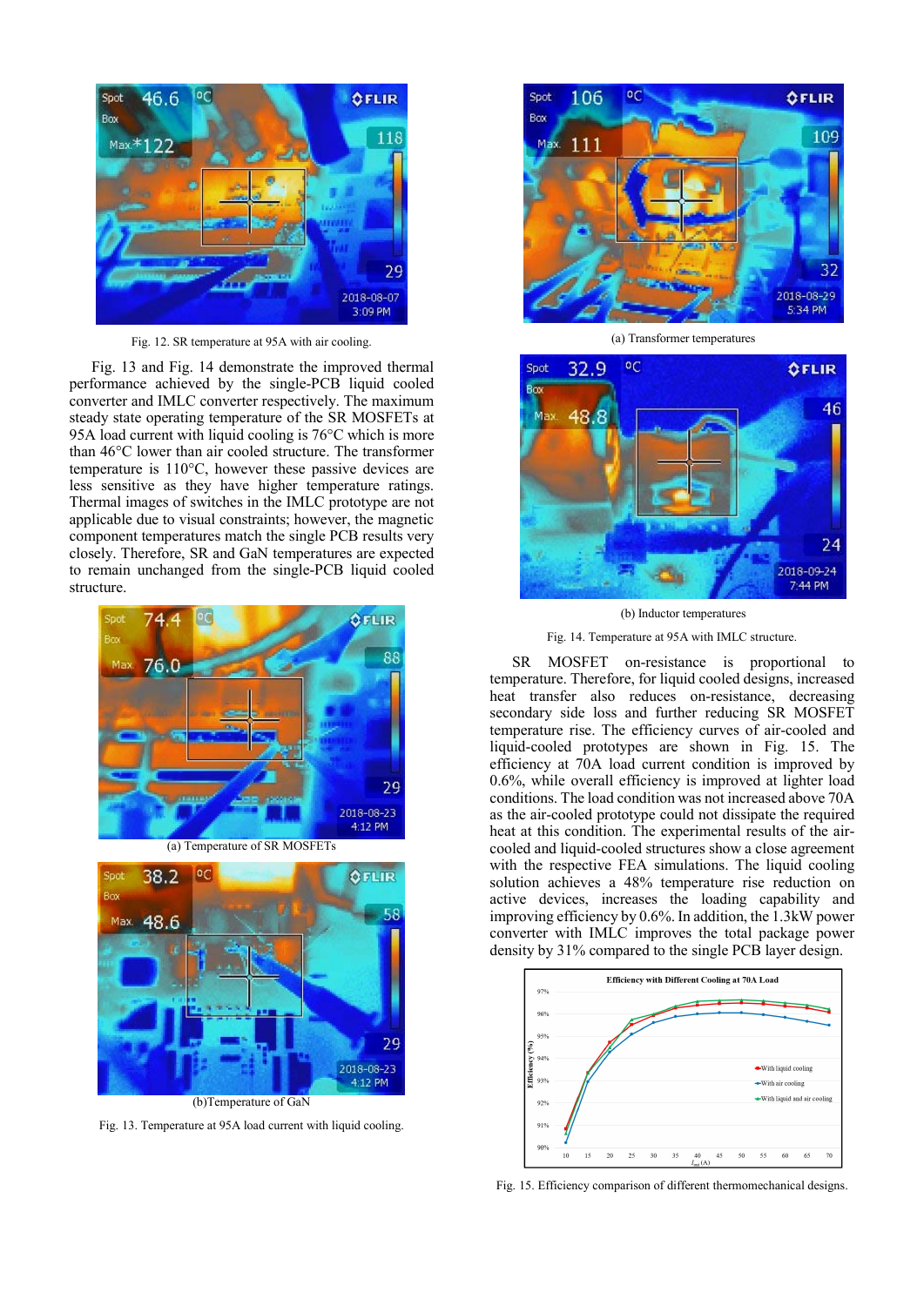Fig. 12. SR temperature at 95A with air cooling.

Fig. 13 and Fig. 14 demonstrate the improved thermal performance achieved by the single-PCB liquid cooled converter and IMLC converter respectively. The maximum steady state operating temperature of the SR MOSFETs at 95A load current with liquid cooling is 76°C which is more than 46°C lower than air cooled structure. The transformer temperature is 110°C, however these passive devices are less sensitive as they have higher temperature ratings. Thermal images of switches in the IMLC prototype are not applicable due to visual constraints; however, the magnetic component temperatures match the single PCB results very closely. Therefore, SR and GaN temperatures are expected to remain unchanged from the single-PCB liquid cooled structure.

(a) Temperature of SR MOSFETs

(b)Temperature of GaN

Fig. 13. Temperature at 95A load current with liquid cooling.

(a) Transformer temperatures

(b) Inductor temperatures

Fig. 14. Temperature at 95A with IMLC structure.

SR MOSFET on-resistance is proportional to temperature. Therefore, for liquid cooled designs, increased heat transfer also reduces on-resistance, decreasing secondary side loss and further reducing SR MOSFET temperature rise. The efficiency curves of air-cooled and liquid-cooled prototypes are shown in Fig. 15. The efficiency at 70A load current condition is improved by 0.6%, while overall efficiency is improved at lighter load conditions. The load condition was not increased above 70A as the air-cooled prototype could not dissipate the required heat at this condition. The experimental results of the air-cooled and liquid-cooled structures show a close agreement with the respective FEA simulations. The liquid cooling solution achieves a 48% temperature rise reduction on active devices, increases the loading capability and improving efficiency by 0.6%. In addition, the 1.3kW power converter with IMLC improves the total package power density by 31% compared to the single PCB layer design.

Fig. 15. Efficiency comparison of different thermomechanical designs.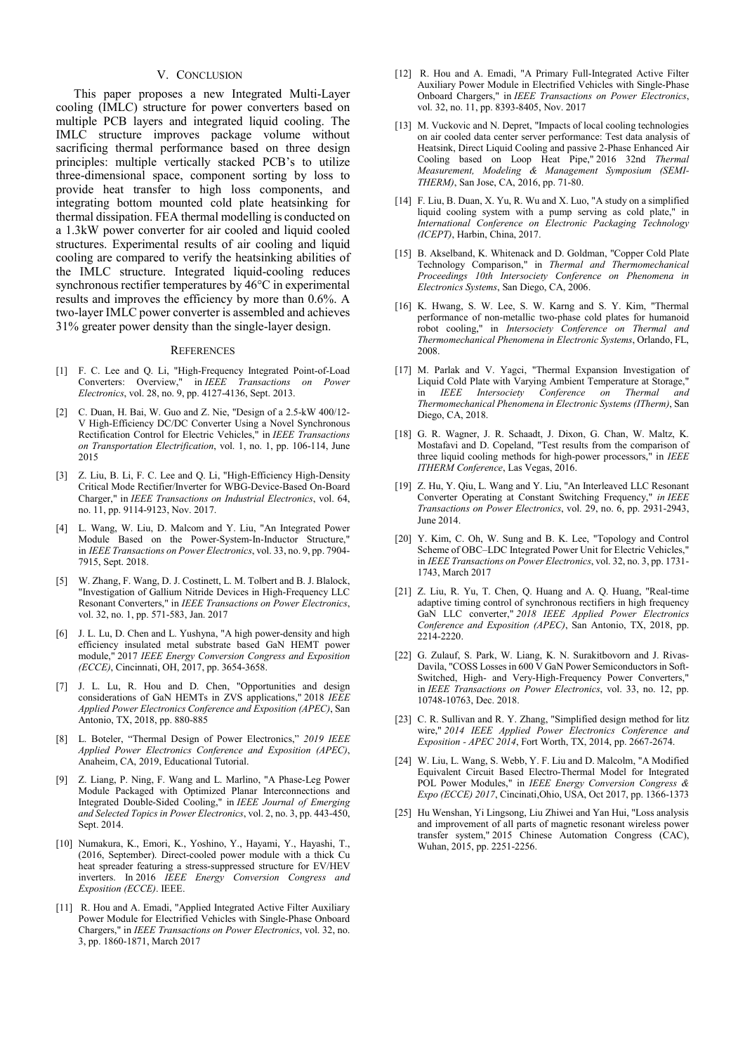## V. CONCLUSION

This paper proposes a new Integrated Multi-Layer cooling (IMLC) structure for power converters based on multiple PCB layers and integrated liquid cooling. The IMLC structure improves package volume without sacrificing thermal performance based on three design principles: multiple vertically stacked PCB's to utilize three-dimensional space, component sorting by loss to provide heat transfer to high loss components, and integrating bottom mounted cold plate heatsinking for thermal dissipation. FEA thermal modelling is conducted on a 1.3kW power converter for air cooled and liquid cooled structures. Experimental results of air cooling and liquid cooling are compared to verify the heatsinking abilities of the IMLC structure. Integrated liquid-cooling reduces synchronous rectifier temperatures by 46°C in experimental results and improves the efficiency by more than 0.6%. A two-layer IMLC power converter is assembled and achieves 31% greater power density than the single-layer design.

## REFERENCES

[1] F. C. Lee and Q. Li, "High-Frequency Integrated Point-of-Load Converters: Overview," in *IEEE Transactions on Power Electronics*, vol. 28, no. 9, pp. 4127-4136, Sept. 2013.

[2] C. Duan, H. Bai, W. Guo and Z. Nie, "Design of a 2.5-kW 400/12-V High-Efficiency DC/DC Converter Using a Novel Synchronous Rectification Control for Electric Vehicles," in *IEEE Transactions on Transportation Electrification*, vol. 1, no. 1, pp. 106-114, June 2015

[3] Z. Liu, B. Li, F. C. Lee and Q. Li, "High-Efficiency High-Density Critical Mode Rectifier/Inverter for WBG-Device-Based On-Board Charger," in *IEEE Transactions on Industrial Electronics*, vol. 64, no. 11, pp. 9114-9123, Nov. 2017.

[4] L. Wang, W. Liu, D. Malcom and Y. Liu, "An Integrated Power Module Based on the Power-System-In-Inductor Structure," in *IEEE Transactions on Power Electronics*, vol. 33, no. 9, pp. 7904-7915, Sept. 2018.

[5] W. Zhang, F. Wang, D. J. Costinett, L. M. Tolbert and B. J. Blalock, "Investigation of Gallium Nitride Devices in High-Frequency LLC Resonant Converters," in *IEEE Transactions on Power Electronics*, vol. 32, no. 1, pp. 571-583, Jan. 2017

[6] J. L. Lu, D. Chen and L. Yushyna, "A high power-density and high efficiency insulated metal substrate based GaN HEMT power module," 2017 *IEEE Energy Conversion Congress and Exposition (ECCE)*, Cincinnati, OH, 2017, pp. 3654-3658.

[7] J. L. Lu, R. Hou and D. Chen, "Opportunities and design considerations of GaN HEMTs in ZVS applications," 2018 *IEEE Applied Power Electronics Conference and Exposition (APEC)*, San Antonio, TX, 2018, pp. 880-885

[8] L. Boteler, "Thermal Design of Power Electronics," *2019 IEEE Applied Power Electronics Conference and Exposition (APEC)*, Anaheim, CA, 2019, Educational Tutorial.

[9] Z. Liang, P. Ning, F. Wang and L. Marlino, "A Phase-Leg Power Module Packaged with Optimized Planar Interconnections and Integrated Double-Sided Cooling," in *IEEE Journal of Emerging and Selected Topics in Power Electronics*, vol. 2, no. 3, pp. 443-450, Sept. 2014.

[10] Numakura, K., Emori, K., Yoshino, Y., Hayami, Y., Hayashi, T., (2016, September). Direct-cooled power module with a thick Cu heat spreader featuring a stress-suppressed structure for EV/HEV inverters. In 2016 *IEEE Energy Conversion Congress and Exposition (ECCE)*. IEEE.

[11] R. Hou and A. Emadi, "Applied Integrated Active Filter Auxiliary Power Module for Electrified Vehicles with Single-Phase Onboard Chargers," in *IEEE Transactions on Power Electronics*, vol. 32, no. 3, pp. 1860-1871, March 2017

[12] R. Hou and A. Emadi, "A Primary Full-Integrated Active Filter Auxiliary Power Module in Electrified Vehicles with Single-Phase Onboard Chargers," in *IEEE Transactions on Power Electronics*, vol. 32, no. 11, pp. 8393-8405, Nov. 2017

[13] M. Vuckovic and N. Depret, "Impacts of local cooling technologies on air cooled data center server performance: Test data analysis of Heatsink, Direct Liquid Cooling and passive 2-Phase Enhanced Air Cooling based on Loop Heat Pipe," 2016 32nd *Thermal Measurement, Modeling & Management Symposium (SEMI-THERM)*, San Jose, CA, 2016, pp. 71-80.

[14] F. Liu, B. Duan, X. Yu, R. Wu and X. Luo, "A study on a simplified liquid cooling system with a pump serving as cold plate," in *International Conference on Electronic Packaging Technology (ICEPT)*, Harbin, China, 2017.

[15] B. Akselband, K. Whitenack and D. Goldman, "Copper Cold Plate Technology Comparison," in *Thermal and Thermomechanical Proceedings 10th Intersociety Conference on Phenomena in Electronics Systems*, San Diego, CA, 2006.

[16] K. Hwang, S. W. Lee, S. W. Karng and S. Y. Kim, "Thermal performance of non-metallic two-phase cold plates for humanoid robot cooling," in *Intersociety Conference on Thermal and Thermomechanical Phenomena in Electronic Systems*, Orlando, FL, 2008.

[17] M. Parlak and V. Yagci, "Thermal Expansion Investigation of Liquid Cold Plate with Varying Ambient Temperature at Storage," in *IEEE Intersociety Conference on Thermal and Thermomechanical Phenomena in Electronic Systems (ITherm)*, San Diego, CA, 2018.

[18] G. R. Wagner, J. R. Schaadt, J. Dixon, G. Chan, W. Maltz, K. Mostafavi and D. Copeland, "Test results from the comparison of three liquid cooling methods for high-power processors," in *IEEE ITHERM Conference*, Las Vegas, 2016.

[19] Z. Hu, Y. Qiu, L. Wang and Y. Liu, "An Interleaved LLC Resonant Converter Operating at Constant Switching Frequency," *in IEEE Transactions on Power Electronics*, vol. 29, no. 6, pp. 2931-2943, June 2014.

[20] Y. Kim, C. Oh, W. Sung and B. K. Lee, "Topology and Control Scheme of OBC–LDC Integrated Power Unit for Electric Vehicles," in *IEEE Transactions on Power Electronics*, vol. 32, no. 3, pp. 1731-1743, March 2017

[21] Z. Liu, R. Yu, T. Chen, Q. Huang and A. Q. Huang, "Real-time adaptive timing control of synchronous rectifiers in high frequency GaN LLC converter," *2018 IEEE Applied Power Electronics Conference and Exposition (APEC)*, San Antonio, TX, 2018, pp. 2214-2220.

[22] G. Zulauf, S. Park, W. Liang, K. N. Surakitbovorn and J. Rivas-Davila, "COSS Losses in 600 V GaN Power Semiconductors in Soft-Switched, High- and Very-High-Frequency Power Converters," in *IEEE Transactions on Power Electronics*, vol. 33, no. 12, pp. 10748-10763, Dec. 2018.

[23] C. R. Sullivan and R. Y. Zhang, "Simplified design method for litz wire," *2014 IEEE Applied Power Electronics Conference and Exposition - APEC 2014*, Fort Worth, TX, 2014, pp. 2667-2674.

[24] W. Liu, L. Wang, S. Webb, Y. F. Liu and D. Malcolm, "A Modified Equivalent Circuit Based Electro-Thermal Model for Integrated POL Power Modules," in *IEEE Energy Conversion Congress & Expo (ECCE) 2017*, Cincinati,Ohio, USA, Oct 2017, pp. 1366-1373

[25] Hu Wenshan, Yi Lingsong, Liu Zhiwei and Yan Hui, "Loss analysis and improvement of all parts of magnetic resonant wireless power transfer system," 2015 Chinese Automation Congress (CAC), Wuhan, 2015, pp. 2251-2256.